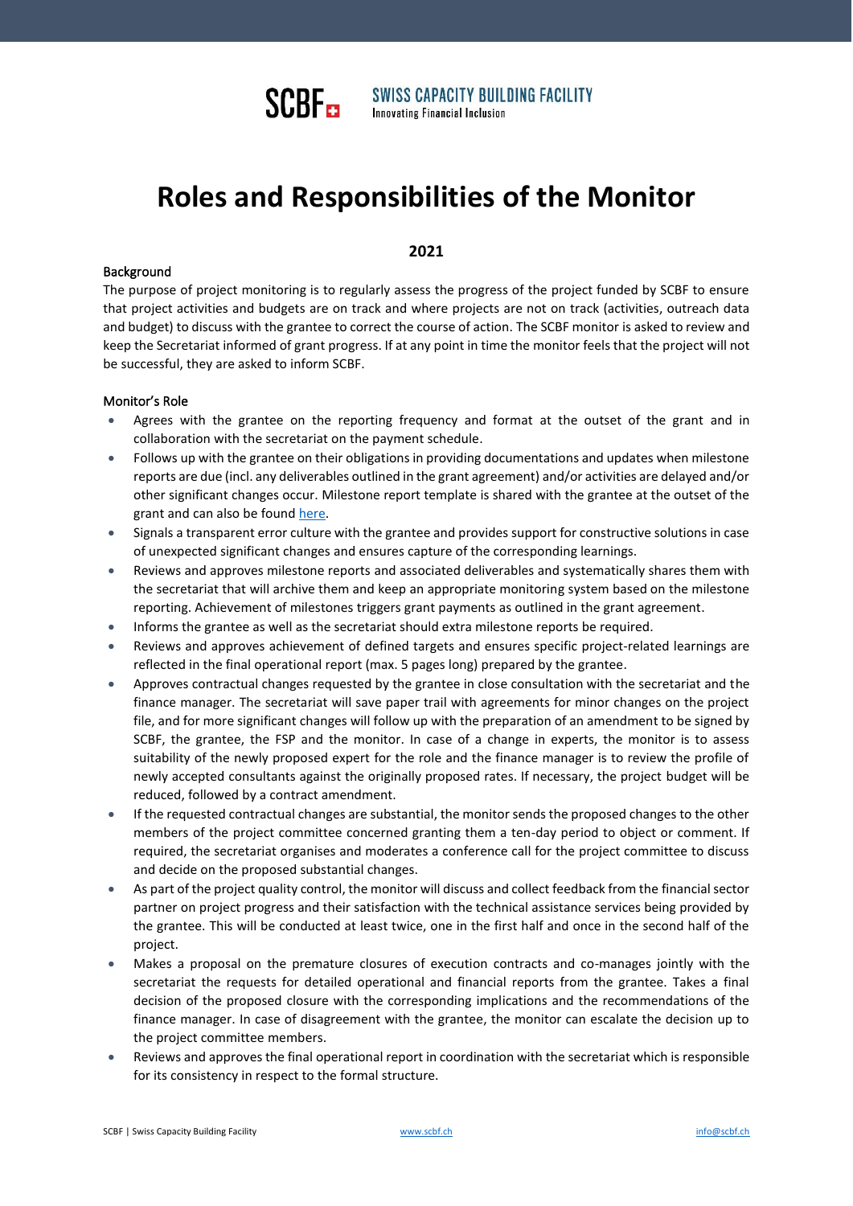SCBF SWISS CAPACITY BUILDING FACILITY
Innovating Financial Inclusion

# Roles and Responsibilities of the Monitor

**2021**

## Background

The purpose of project monitoring is to regularly assess the progress of the project funded by SCBF to ensure that project activities and budgets are on track and where projects are not on track (activities, outreach data and budget) to discuss with the grantee to correct the course of action. The SCBF monitor is asked to review and keep the Secretariat informed of grant progress. If at any point in time the monitor feels that the project will not be successful, they are asked to inform SCBF.

## Monitor's Role

- Agrees with the grantee on the reporting frequency and format at the outset of the grant and in collaboration with the secretariat on the payment schedule.
- Follows up with the grantee on their obligations in providing documentations and updates when milestone reports are due (incl. any deliverables outlined in the grant agreement) and/or activities are delayed and/or other significant changes occur. Milestone report template is shared with the grantee at the outset of the grant and can also be found [here](here).
- Signals a transparent error culture with the grantee and provides support for constructive solutions in case of unexpected significant changes and ensures capture of the corresponding learnings.
- Reviews and approves milestone reports and associated deliverables and systematically shares them with the secretariat that will archive them and keep an appropriate monitoring system based on the milestone reporting. Achievement of milestones triggers grant payments as outlined in the grant agreement.
- Informs the grantee as well as the secretariat should extra milestone reports be required.
- Reviews and approves achievement of defined targets and ensures specific project-related learnings are reflected in the final operational report (max. 5 pages long) prepared by the grantee.
- Approves contractual changes requested by the grantee in close consultation with the secretariat and the finance manager. The secretariat will save paper trail with agreements for minor changes on the project file, and for more significant changes will follow up with the preparation of an amendment to be signed by SCBF, the grantee, the FSP and the monitor. In case of a change in experts, the monitor is to assess suitability of the newly proposed expert for the role and the finance manager is to review the profile of newly accepted consultants against the originally proposed rates. If necessary, the project budget will be reduced, followed by a contract amendment.
- If the requested contractual changes are substantial, the monitor sends the proposed changes to the other members of the project committee concerned granting them a ten-day period to object or comment. If required, the secretariat organises and moderates a conference call for the project committee to discuss and decide on the proposed substantial changes.
- As part of the project quality control, the monitor will discuss and collect feedback from the financial sector partner on project progress and their satisfaction with the technical assistance services being provided by the grantee. This will be conducted at least twice, one in the first half and once in the second half of the project.
- Makes a proposal on the premature closures of execution contracts and co-manages jointly with the secretariat the requests for detailed operational and financial reports from the grantee. Takes a final decision of the proposed closure with the corresponding implications and the recommendations of the finance manager. In case of disagreement with the grantee, the monitor can escalate the decision up to the project committee members.
- Reviews and approves the final operational report in coordination with the secretariat which is responsible for its consistency in respect to the formal structure.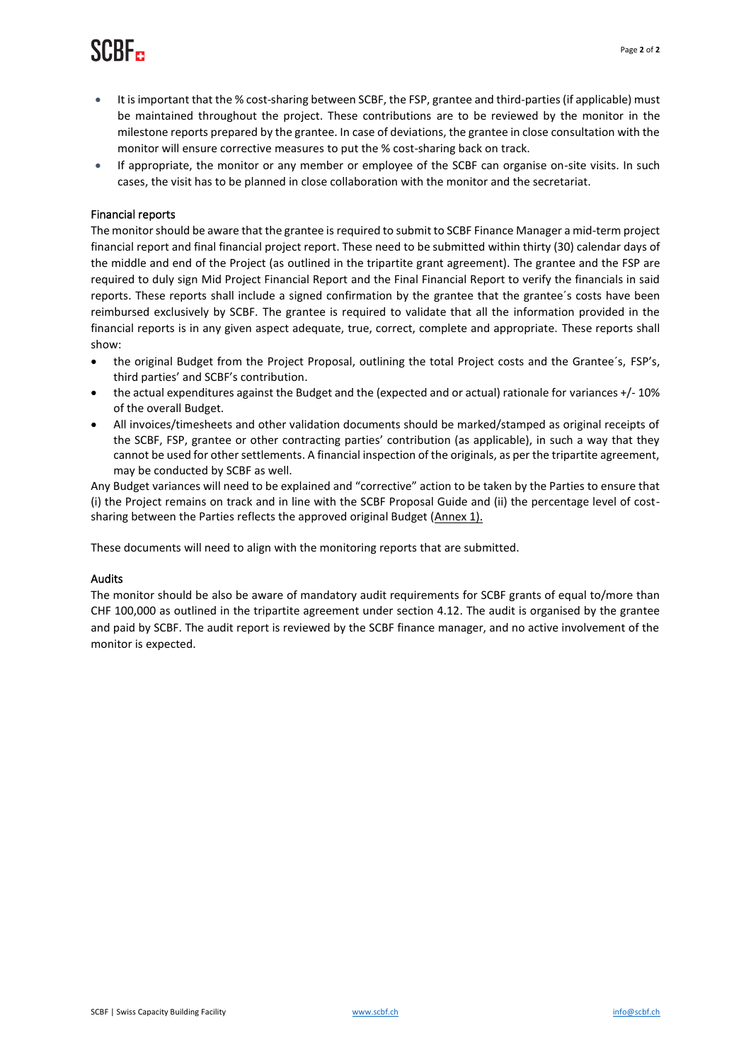- It is important that the % cost-sharing between SCBF, the FSP, grantee and third-parties (if applicable) must be maintained throughout the project. These contributions are to be reviewed by the monitor in the milestone reports prepared by the grantee. In case of deviations, the grantee in close consultation with the monitor will ensure corrective measures to put the % cost-sharing back on track.
- If appropriate, the monitor or any member or employee of the SCBF can organise on-site visits. In such cases, the visit has to be planned in close collaboration with the monitor and the secretariat.

### Financial reports

The monitor should be aware that the grantee is required to submit to SCBF Finance Manager a mid-term project financial report and final financial project report. These need to be submitted within thirty (30) calendar days of the middle and end of the Project (as outlined in the tripartite grant agreement). The grantee and the FSP are required to duly sign Mid Project Financial Report and the Final Financial Report to verify the financials in said reports. These reports shall include a signed confirmation by the grantee that the grantee´s costs have been reimbursed exclusively by SCBF. The grantee is required to validate that all the information provided in the financial reports is in any given aspect adequate, true, correct, complete and appropriate. These reports shall show:

- the original Budget from the Project Proposal, outlining the total Project costs and the Grantee´s, FSP's, third parties' and SCBF's contribution.
- the actual expenditures against the Budget and the (expected and or actual) rationale for variances +/- 10% of the overall Budget.
- All invoices/timesheets and other validation documents should be marked/stamped as original receipts of the SCBF, FSP, grantee or other contracting parties' contribution (as applicable), in such a way that they cannot be used for other settlements. A financial inspection of the originals, as per the tripartite agreement, may be conducted by SCBF as well.

Any Budget variances will need to be explained and "corrective" action to be taken by the Parties to ensure that (i) the Project remains on track and in line with the SCBF Proposal Guide and (ii) the percentage level of cost-sharing between the Parties reflects the approved original Budget (Annex 1).

These documents will need to align with the monitoring reports that are submitted.

### Audits

The monitor should be also be aware of mandatory audit requirements for SCBF grants of equal to/more than CHF 100,000 as outlined in the tripartite agreement under section 4.12. The audit is organised by the grantee and paid by SCBF. The audit report is reviewed by the SCBF finance manager, and no active involvement of the monitor is expected.